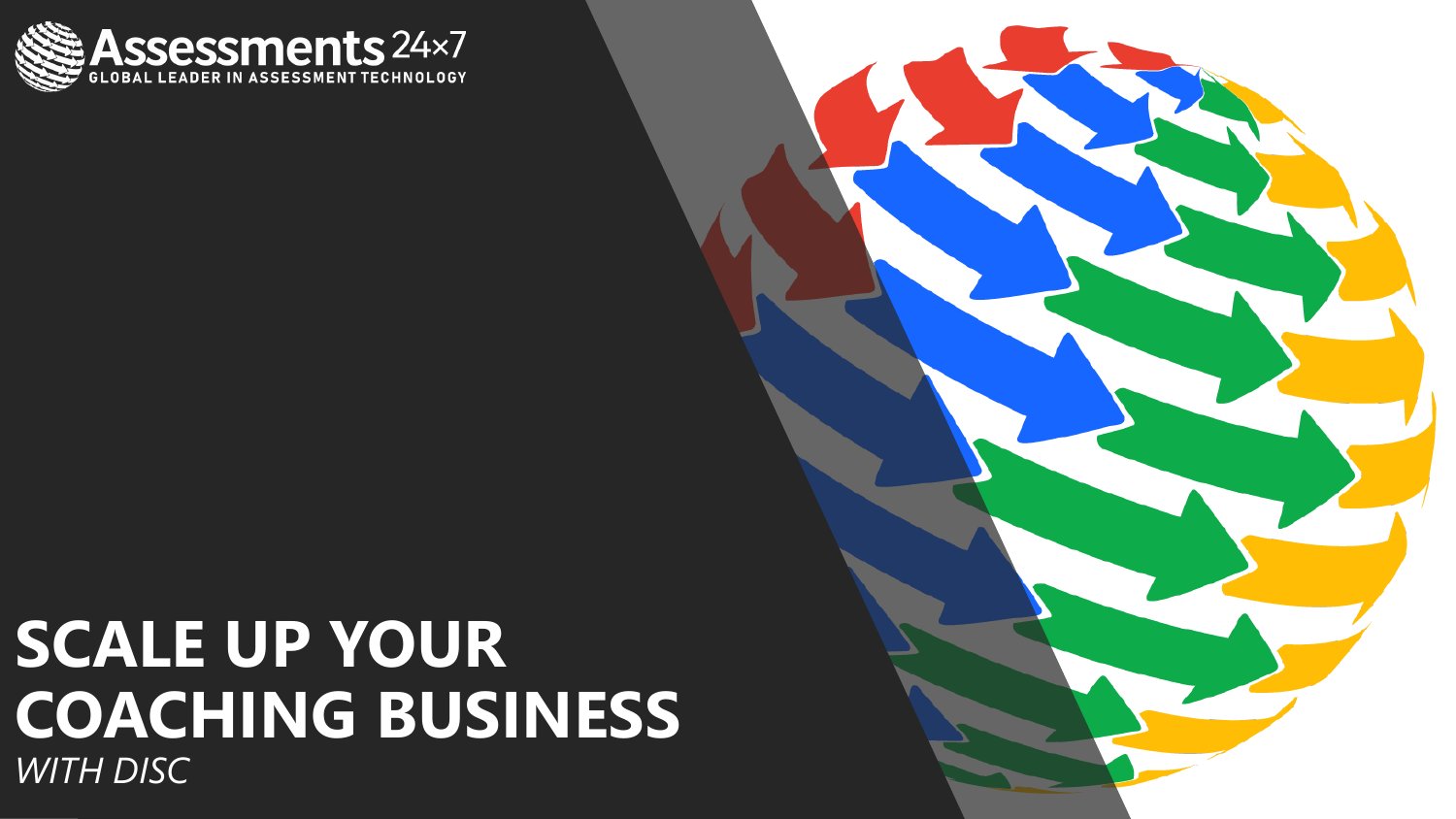Assessments 24×7

GLOBAL LEADER IN ASSESSMENT TECHNOLOGY

# SCALE UP YOUR COACHING BUSINESS

*WITH DISC*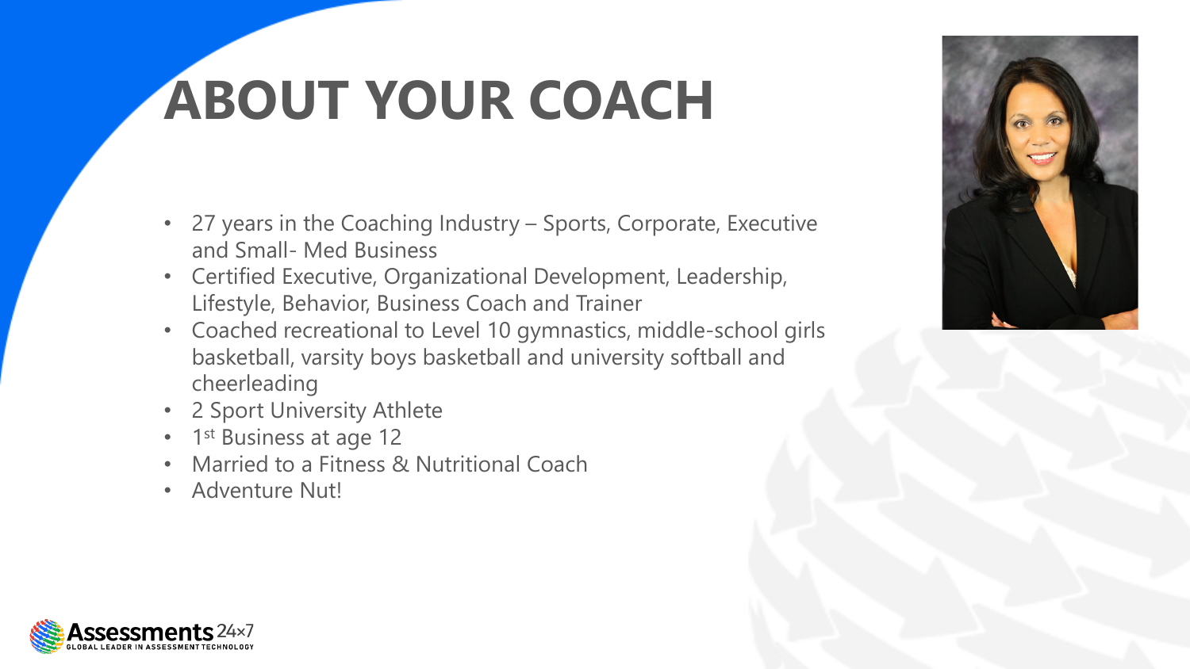# ABOUT YOUR COACH

- 27 years in the Coaching Industry – Sports, Corporate, Executive and Small- Med Business
- Certified Executive, Organizational Development, Leadership, Lifestyle, Behavior, Business Coach and Trainer
- Coached recreational to Level 10 gymnastics, middle-school girls basketball, varsity boys basketball and university softball and cheerleading
- 2 Sport University Athlete
- 1st Business at age 12
- Married to a Fitness & Nutritional Coach
- Adventure Nut!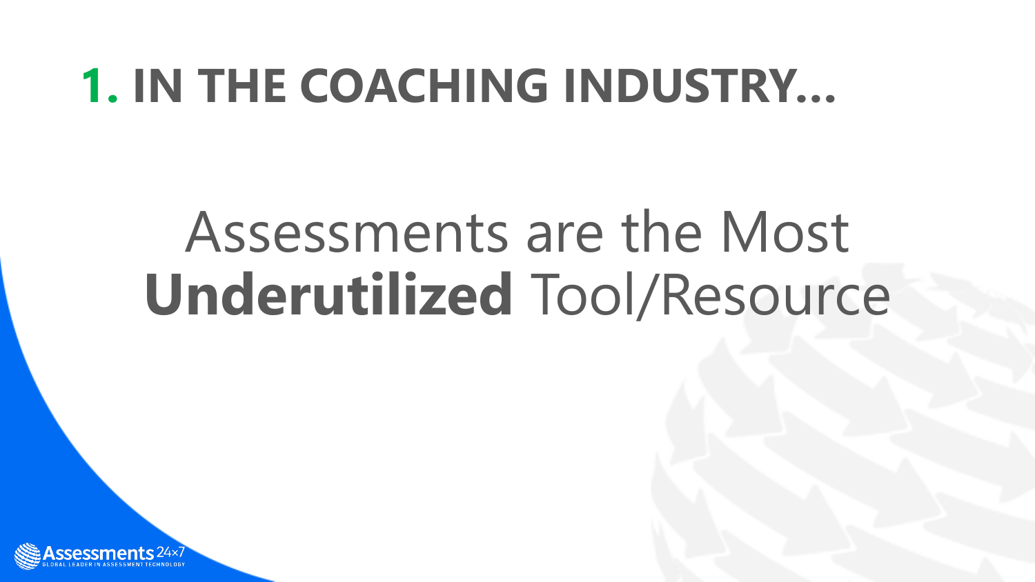# 1. IN THE COACHING INDUSTRY…

Assessments are the Most **Underutilized** Tool/Resource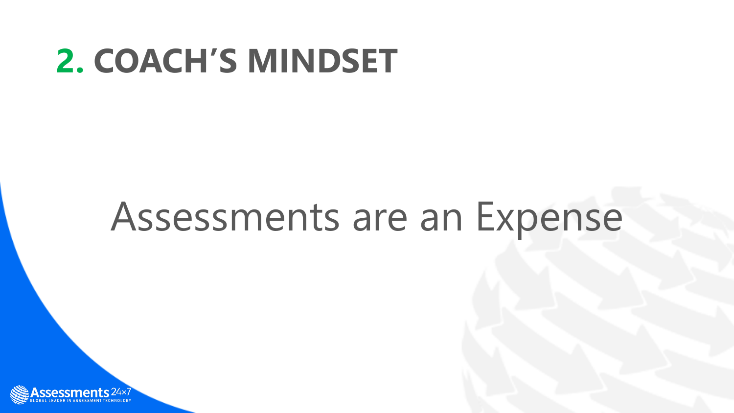# 2. COACH'S MINDSET

Assessments are an Expense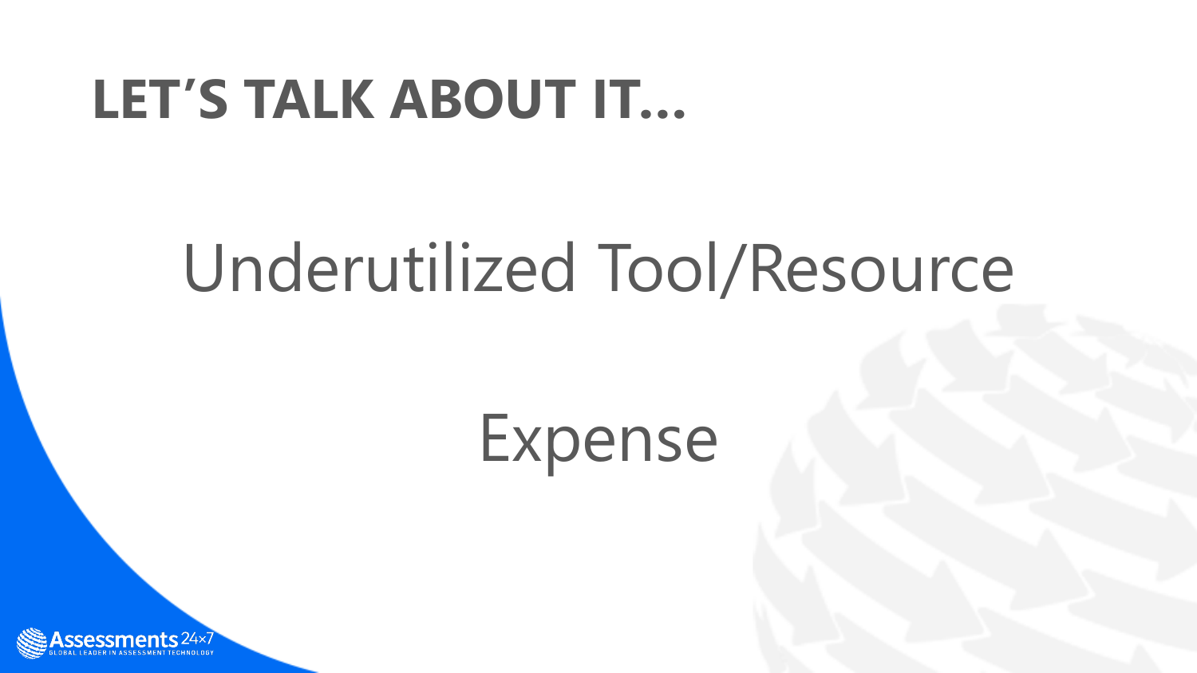# LET'S TALK ABOUT IT…

Underutilized Tool/Resource

Expense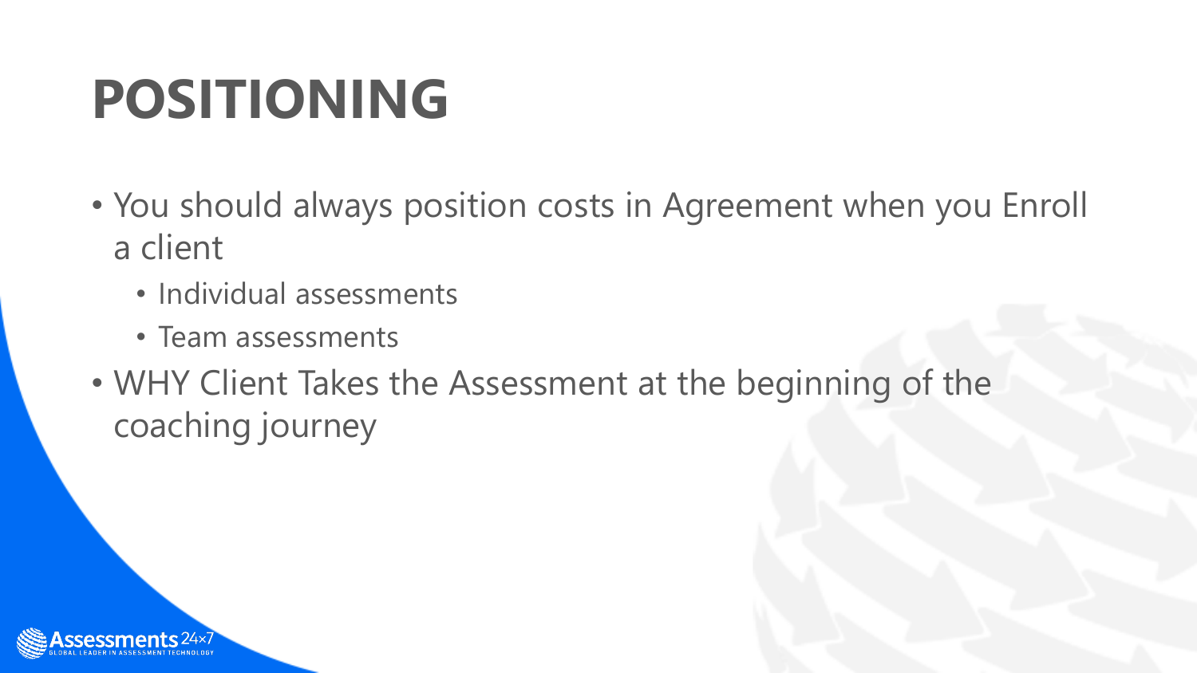# POSITIONING

- You should always position costs in Agreement when you Enroll a client
  - Individual assessments
  - Team assessments
- WHY Client Takes the Assessment at the beginning of the coaching journey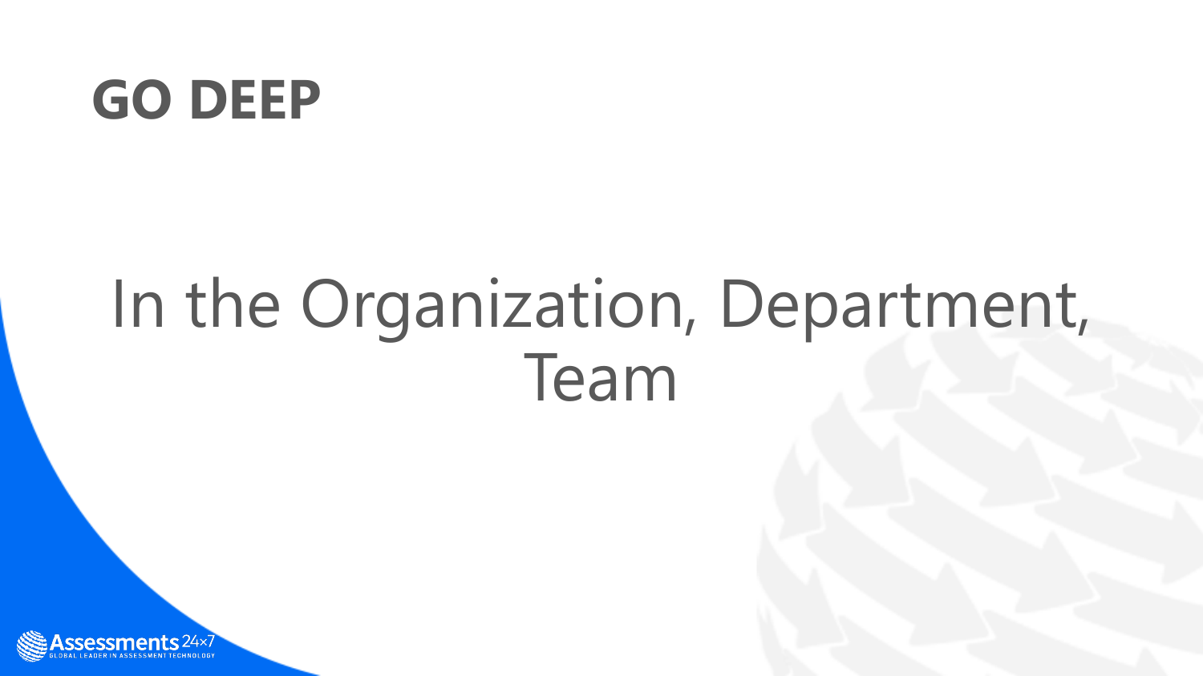# GO DEEP

In the Organization, Department, Team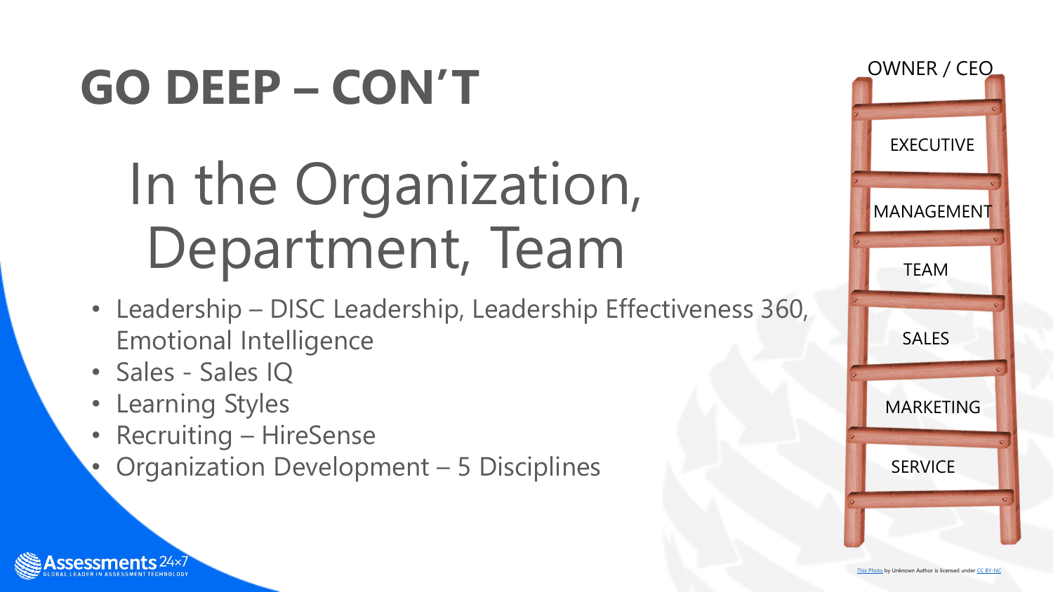# GO DEEP – CON'T

## In the Organization, Department, Team

- Leadership – DISC Leadership, Leadership Effectiveness 360, Emotional Intelligence
- Sales - Sales IQ
- Learning Styles
- Recruiting – HireSense
- Organization Development – 5 Disciplines

OWNER / CEO

EXECUTIVE

MANAGEMENT

TEAM

SALES

MARKETING

SERVICE

This Photo by Unknown Author is licensed under CC BY-NC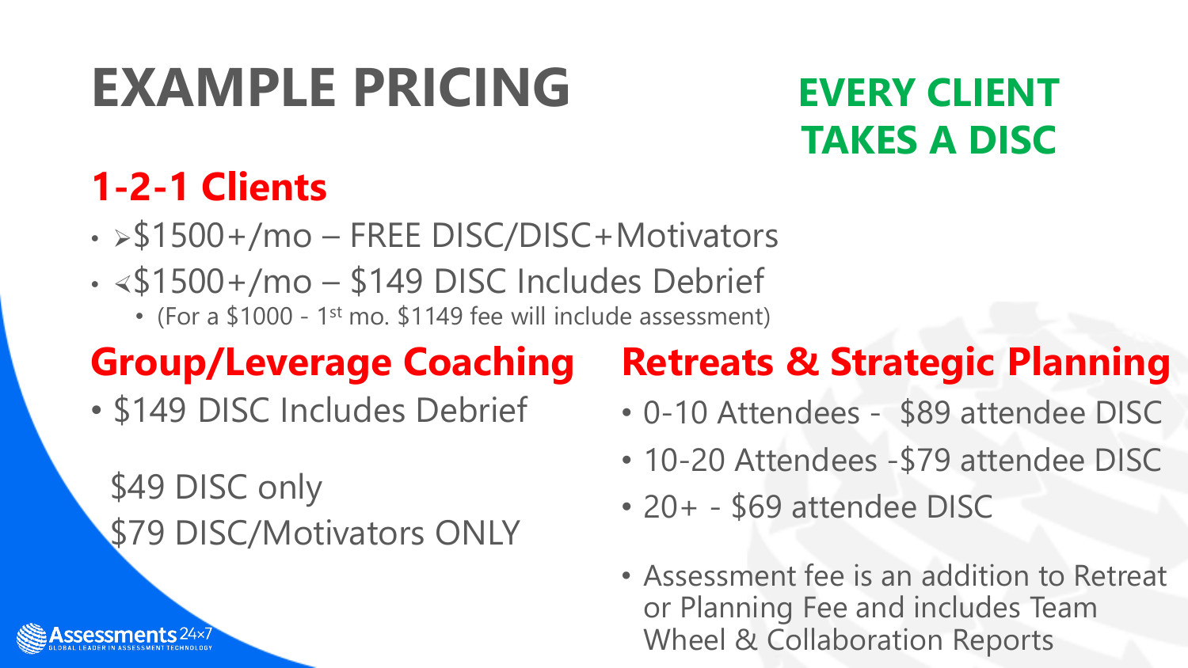# EXAMPLE PRICING

## EVERY CLIENT TAKES A DISC

## 1-2-1 Clients

- ➢$1500+/mo – FREE DISC/DISC+Motivators
- ⋖$1500+/mo – $149 DISC Includes Debrief
  - (For a $1000 - 1st mo. $1149 fee will include assessment)

## Group/Leverage Coaching

- $149 DISC Includes Debrief

$49 DISC only

$79 DISC/Motivators ONLY

## Retreats & Strategic Planning

- 0-10 Attendees - $89 attendee DISC
- 10-20 Attendees -$79 attendee DISC
- 20+ - $69 attendee DISC

- Assessment fee is an addition to Retreat or Planning Fee and includes Team Wheel & Collaboration Reports

Assessments 24x7
GLOBAL LEADER IN ASSESSMENT TECHNOLOGY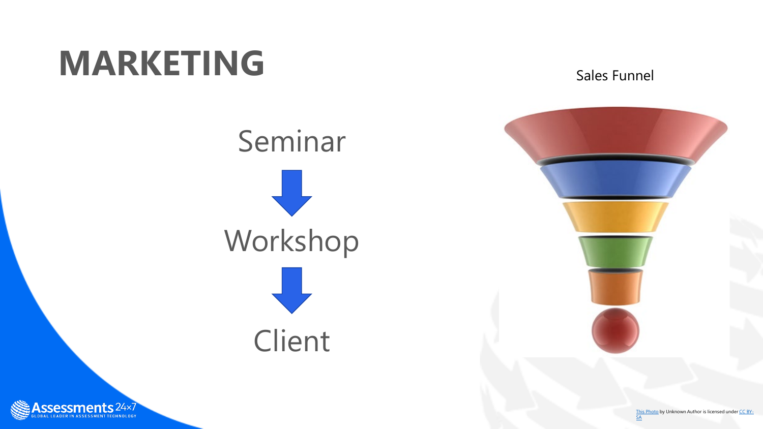# MARKETING

Seminar

↓

Workshop

↓

Client

Sales Funnel

This Photo by Unknown Author is licensed under CC BY-SA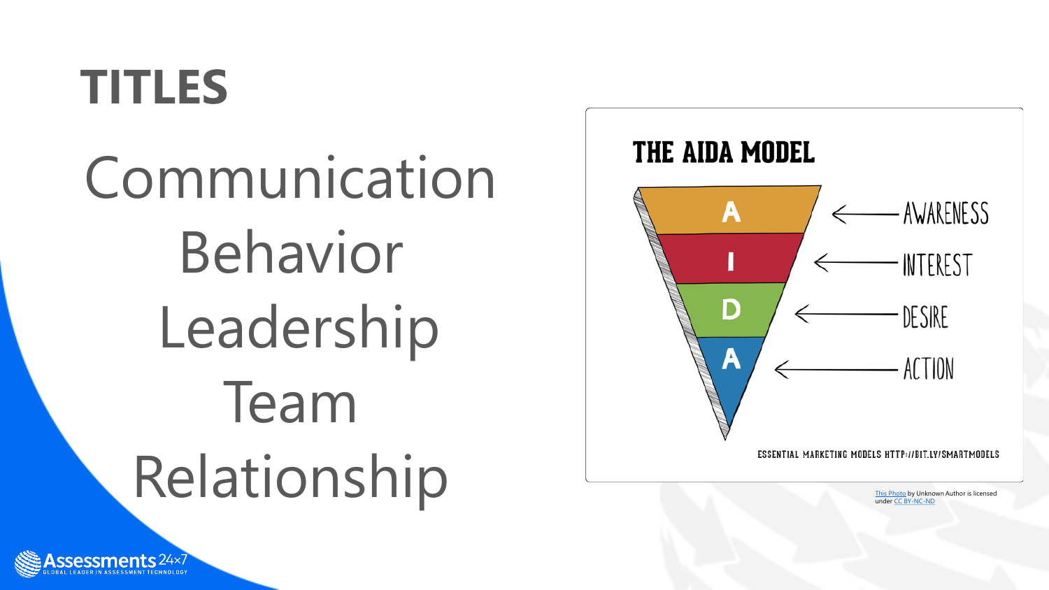# TITLES

Communication

Behavior

Leadership

Team

Relationship

THE AIDA MODEL

A — AWARENESS

I — INTEREST

D — DESIRE

A — ACTION

ESSENTIAL MARKETING MODELS HTTP://BIT.LY/SMARTMODELS

This Photo by Unknown Author is licensed under CC BY-NC-ND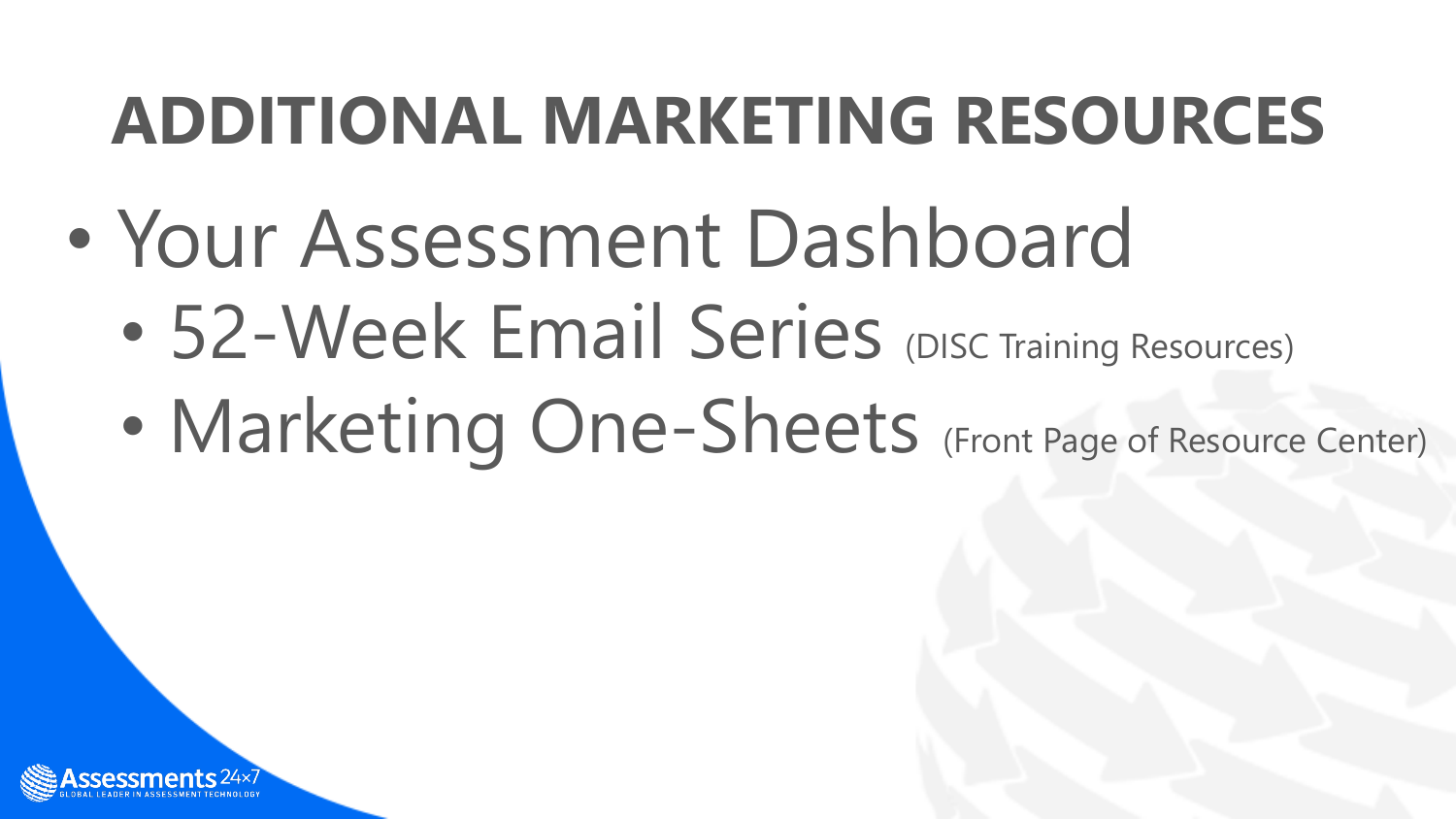# ADDITIONAL MARKETING RESOURCES

- Your Assessment Dashboard
  - 52-Week Email Series (DISC Training Resources)
  - Marketing One-Sheets (Front Page of Resource Center)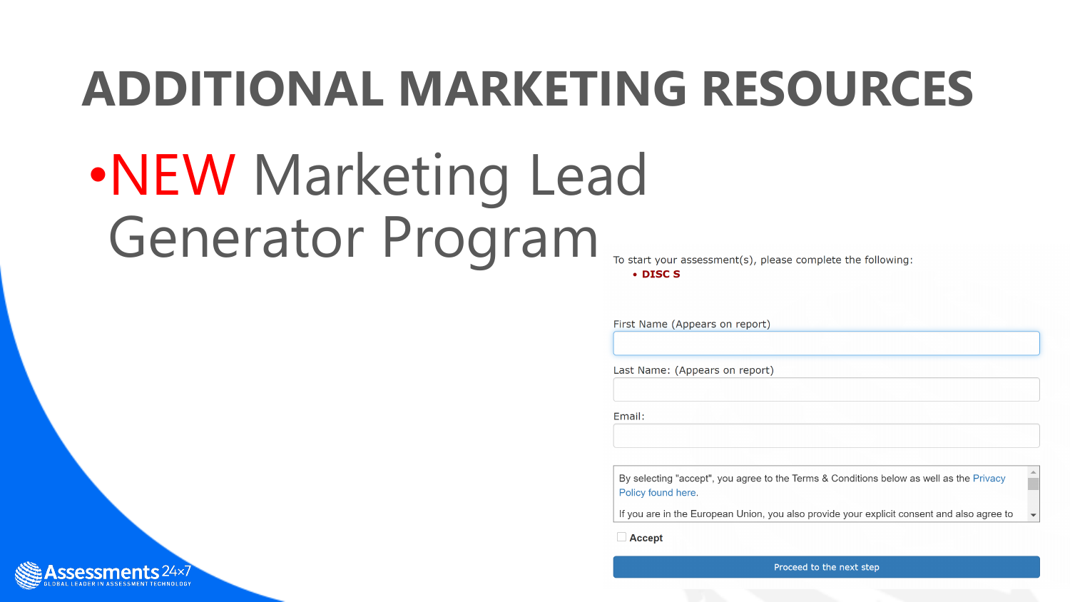# ADDITIONAL MARKETING RESOURCES

- NEW Marketing Lead Generator Program

To start your assessment(s), please complete the following:

- **DISC S**

First Name (Appears on report)

Last Name: (Appears on report)

Email:

By selecting "accept", you agree to the Terms & Conditions below as well as the Privacy Policy found here.

If you are in the European Union, you also provide your explicit consent and also agree to

**Accept**

Proceed to the next step

Assessments 24x7
GLOBAL LEADER IN ASSESSMENT TECHNOLOGY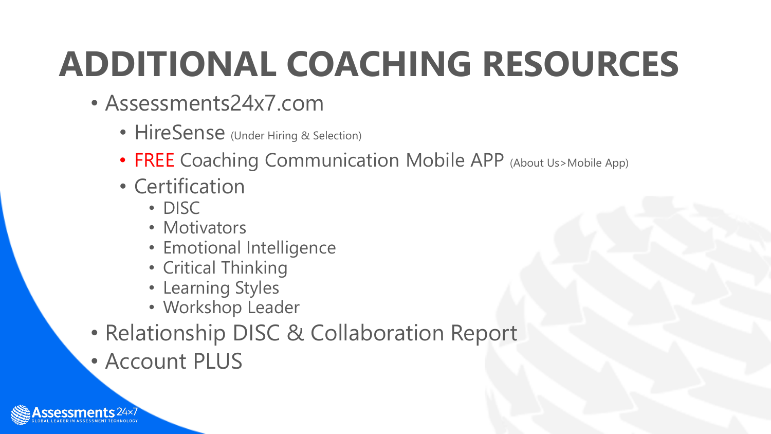# ADDITIONAL COACHING RESOURCES

- Assessments24x7.com
  - HireSense (Under Hiring & Selection)
  - FREE Coaching Communication Mobile APP (About Us>Mobile App)
  - Certification
    - DISC
    - Motivators
    - Emotional Intelligence
    - Critical Thinking
    - Learning Styles
    - Workshop Leader
- Relationship DISC & Collaboration Report
- Account PLUS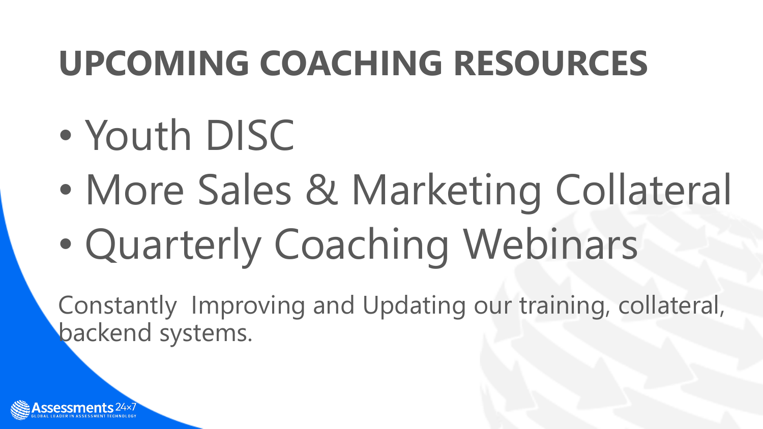# UPCOMING COACHING RESOURCES

- Youth DISC
- More Sales & Marketing Collateral
- Quarterly Coaching Webinars

Constantly  Improving and Updating our training, collateral, backend systems.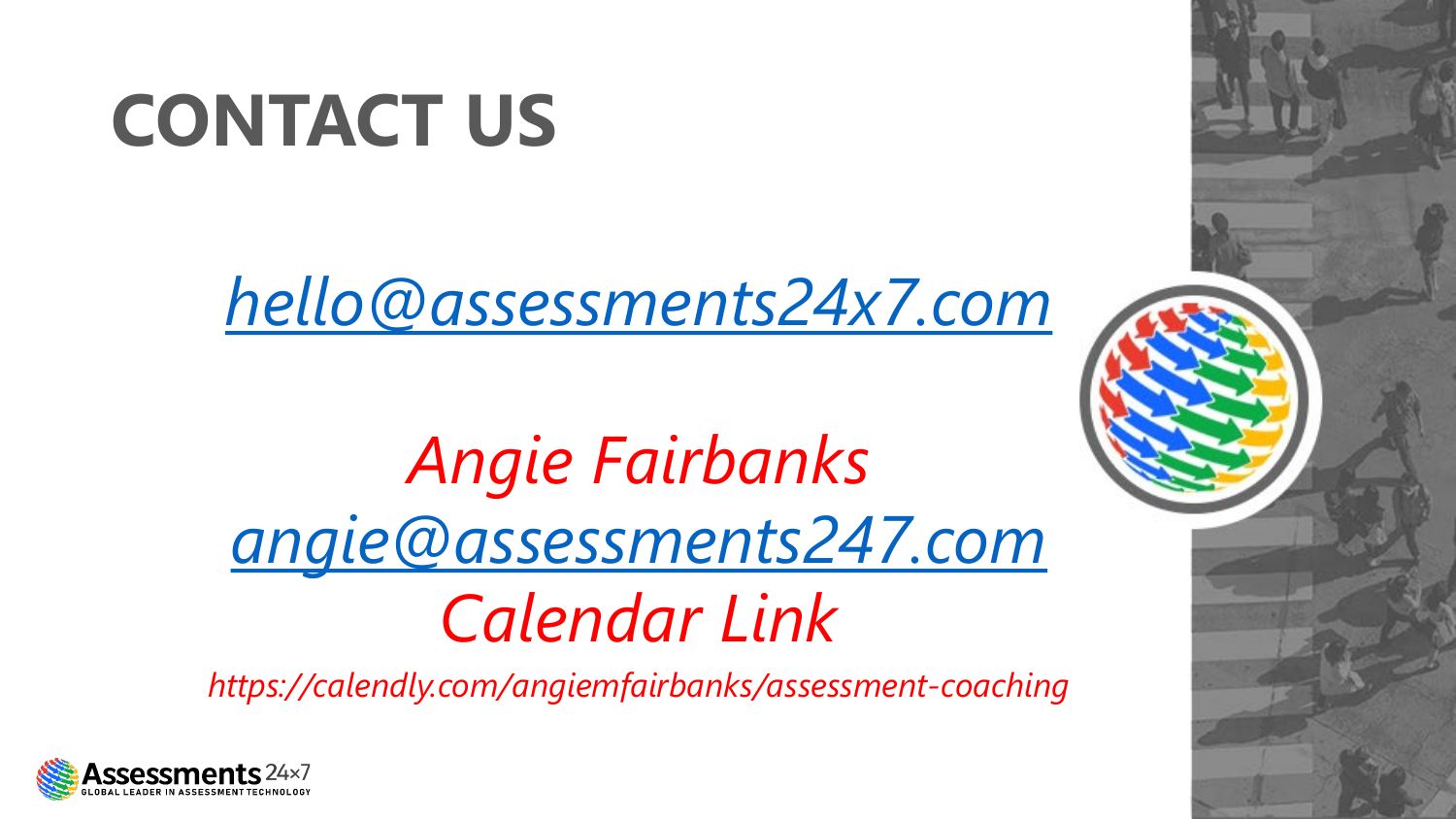# CONTACT US

*[hello@assessments24x7.com](mailto:hello@assessments24x7.com)*

*Angie Fairbanks*

*[angie@assessments247.com](mailto:angie@assessments247.com)*

*Calendar Link*

*https://calendly.com/angiemfairbanks/assessment-coaching*

Assessments 24×7
GLOBAL LEADER IN ASSESSMENT TECHNOLOGY